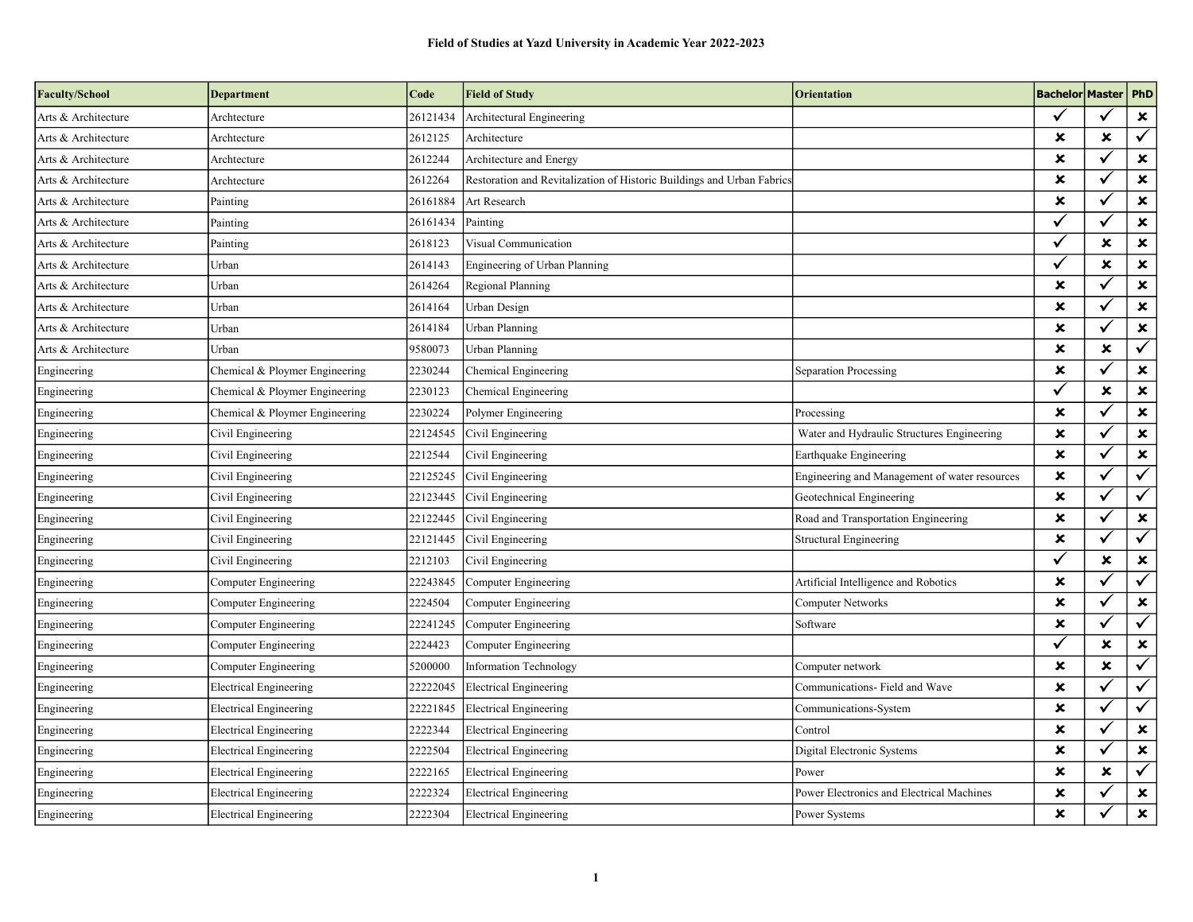**Field of Studies at Yazd University in Academic Year 2022-2023**

| Faculty/School | Department | Code | Field of Study | Orientation | Bachelor | Master | PhD |
|---|---|---|---|---|---|---|---|
| Arts & Architecture | Archtecture | 26121434 | Architectural Engineering | | ✓ | ✓ | ✗ |
| Arts & Architecture | Archtecture | 2612125 | Architecture | | ✗ | ✗ | ✓ |
| Arts & Architecture | Archtecture | 2612244 | Architecture and Energy | | ✗ | ✓ | ✗ |
| Arts & Architecture | Archtecture | 2612264 | Restoration and Revitalization of Historic Buildings and Urban Fabrics | | ✗ | ✓ | ✗ |
| Arts & Architecture | Painting | 26161884 | Art Research | | ✗ | ✓ | ✗ |
| Arts & Architecture | Painting | 26161434 | Painting | | ✓ | ✓ | ✗ |
| Arts & Architecture | Painting | 2618123 | Visual Communication | | ✓ | ✗ | ✗ |
| Arts & Architecture | Urban | 2614143 | Engineering of Urban Planning | | ✓ | ✗ | ✗ |
| Arts & Architecture | Urban | 2614264 | Regional Planning | | ✗ | ✓ | ✗ |
| Arts & Architecture | Urban | 2614164 | Urban Design | | ✗ | ✓ | ✗ |
| Arts & Architecture | Urban | 2614184 | Urban Planning | | ✗ | ✓ | ✗ |
| Arts & Architecture | Urban | 9580073 | Urban Planning | | ✗ | ✗ | ✓ |
| Engineering | Chemical & Ploymer Engineering | 2230244 | Chemical Engineering | Separation Processing | ✗ | ✓ | ✗ |
| Engineering | Chemical & Ploymer Engineering | 2230123 | Chemical Engineering | | ✓ | ✗ | ✗ |
| Engineering | Chemical & Ploymer Engineering | 2230224 | Polymer Engineering | Processing | ✗ | ✓ | ✗ |
| Engineering | Civil Engineering | 22124545 | Civil Engineering | Water and Hydraulic Structures Engineering | ✗ | ✓ | ✗ |
| Engineering | Civil Engineering | 2212544 | Civil Engineering | Earthquake Engineering | ✗ | ✓ | ✗ |
| Engineering | Civil Engineering | 22125245 | Civil Engineering | Engineering and Management of water resources | ✗ | ✓ | ✓ |
| Engineering | Civil Engineering | 22123445 | Civil Engineering | Geotechnical Engineering | ✗ | ✓ | ✓ |
| Engineering | Civil Engineering | 22122445 | Civil Engineering | Road and Transportation Engineering | ✗ | ✓ | ✗ |
| Engineering | Civil Engineering | 22121445 | Civil Engineering | Structural Engineering | ✗ | ✓ | ✓ |
| Engineering | Civil Engineering | 2212103 | Civil Engineering | | ✓ | ✗ | ✗ |
| Engineering | Computer Engineering | 22243845 | Computer Engineering | Artificial Intelligence and Robotics | ✗ | ✓ | ✓ |
| Engineering | Computer Engineering | 2224504 | Computer Engineering | Computer Networks | ✗ | ✓ | ✗ |
| Engineering | Computer Engineering | 22241245 | Computer Engineering | Software | ✗ | ✓ | ✓ |
| Engineering | Computer Engineering | 2224423 | Computer Engineering | | ✓ | ✗ | ✗ |
| Engineering | Computer Engineering | 5200000 | Information Technology | Computer network | ✗ | ✗ | ✓ |
| Engineering | Electrical Engineering | 22222045 | Electrical Engineering | Communications- Field and Wave | ✗ | ✓ | ✓ |
| Engineering | Electrical Engineering | 22221845 | Electrical Engineering | Communications-System | ✗ | ✓ | ✓ |
| Engineering | Electrical Engineering | 2222344 | Electrical Engineering | Control | ✗ | ✓ | ✗ |
| Engineering | Electrical Engineering | 2222504 | Electrical Engineering | Digital Electronic Systems | ✗ | ✓ | ✗ |
| Engineering | Electrical Engineering | 2222165 | Electrical Engineering | Power | ✗ | ✗ | ✓ |
| Engineering | Electrical Engineering | 2222324 | Electrical Engineering | Power Electronics and Electrical Machines | ✗ | ✓ | ✗ |
| Engineering | Electrical Engineering | 2222304 | Electrical Engineering | Power Systems | ✗ | ✓ | ✗ |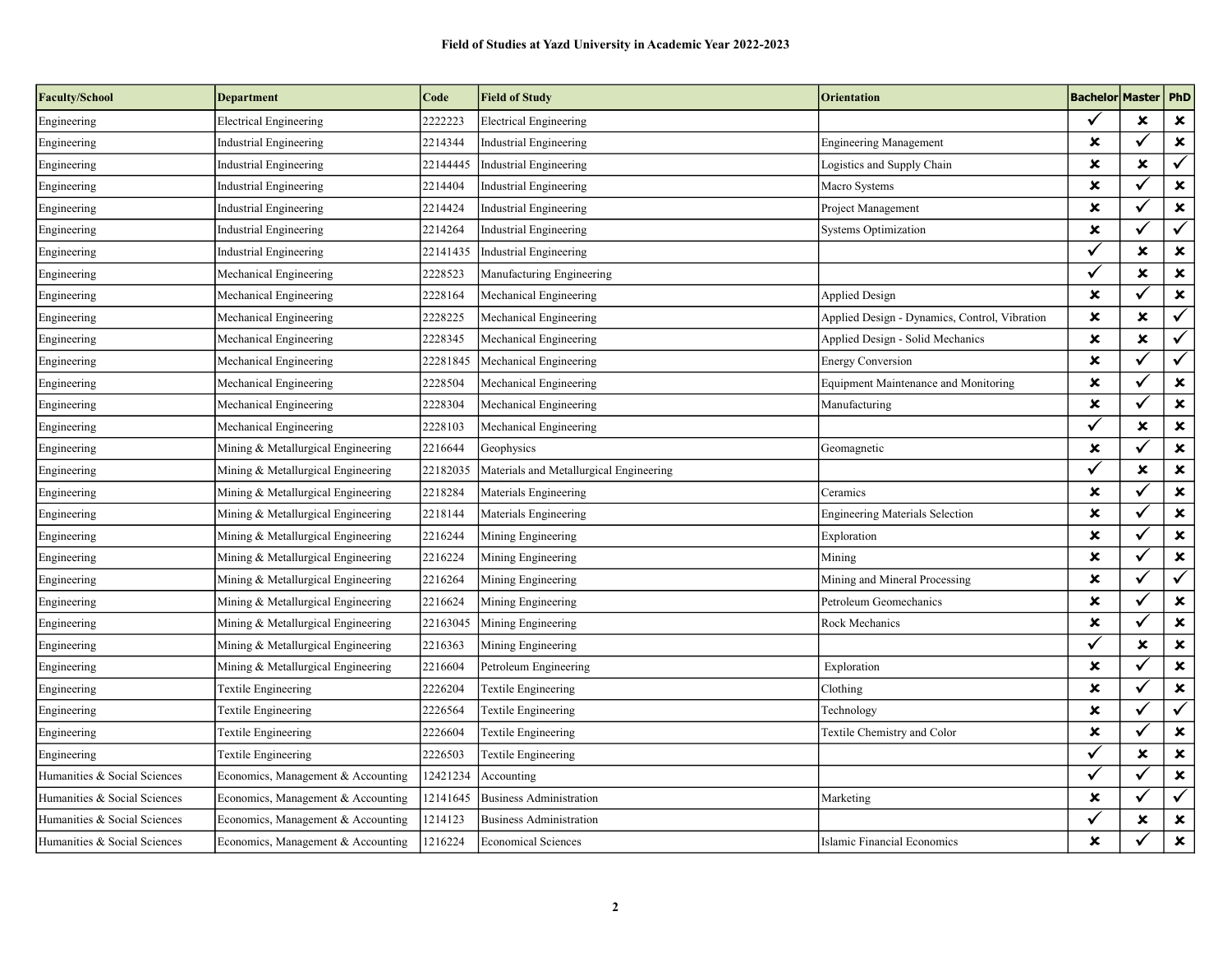**Field of Studies at Yazd University in Academic Year 2022-2023**

| Faculty/School | Department | Code | Field of Study | Orientation | Bachelor | Master | PhD |
|---|---|---|---|---|---|---|---|
| Engineering | Electrical Engineering | 2222223 | Electrical Engineering | | ✓ | ✗ | ✗ |
| Engineering | Industrial Engineering | 2214344 | Industrial Engineering | Engineering Management | ✗ | ✓ | ✗ |
| Engineering | Industrial Engineering | 22144445 | Industrial Engineering | Logistics and Supply Chain | ✗ | ✗ | ✓ |
| Engineering | Industrial Engineering | 2214404 | Industrial Engineering | Macro Systems | ✗ | ✓ | ✗ |
| Engineering | Industrial Engineering | 2214424 | Industrial Engineering | Project Management | ✗ | ✓ | ✗ |
| Engineering | Industrial Engineering | 2214264 | Industrial Engineering | Systems Optimization | ✗ | ✓ | ✓ |
| Engineering | Industrial Engineering | 22141435 | Industrial Engineering | | ✓ | ✗ | ✗ |
| Engineering | Mechanical Engineering | 2228523 | Manufacturing Engineering | | ✓ | ✗ | ✗ |
| Engineering | Mechanical Engineering | 2228164 | Mechanical Engineering | Applied Design | ✗ | ✓ | ✗ |
| Engineering | Mechanical Engineering | 2228225 | Mechanical Engineering | Applied Design - Dynamics, Control, Vibration | ✗ | ✗ | ✓ |
| Engineering | Mechanical Engineering | 2228345 | Mechanical Engineering | Applied Design - Solid Mechanics | ✗ | ✗ | ✓ |
| Engineering | Mechanical Engineering | 22281845 | Mechanical Engineering | Energy Conversion | ✗ | ✓ | ✓ |
| Engineering | Mechanical Engineering | 2228504 | Mechanical Engineering | Equipment Maintenance and Monitoring | ✗ | ✓ | ✗ |
| Engineering | Mechanical Engineering | 2228304 | Mechanical Engineering | Manufacturing | ✗ | ✓ | ✗ |
| Engineering | Mechanical Engineering | 2228103 | Mechanical Engineering | | ✓ | ✗ | ✗ |
| Engineering | Mining & Metallurgical Engineering | 2216644 | Geophysics | Geomagnetic | ✗ | ✓ | ✗ |
| Engineering | Mining & Metallurgical Engineering | 22182035 | Materials and Metallurgical Engineering | | ✓ | ✗ | ✗ |
| Engineering | Mining & Metallurgical Engineering | 2218284 | Materials Engineering | Ceramics | ✗ | ✓ | ✗ |
| Engineering | Mining & Metallurgical Engineering | 2218144 | Materials Engineering | Engineering Materials Selection | ✗ | ✓ | ✗ |
| Engineering | Mining & Metallurgical Engineering | 2216244 | Mining Engineering | Exploration | ✗ | ✓ | ✗ |
| Engineering | Mining & Metallurgical Engineering | 2216224 | Mining Engineering | Mining | ✗ | ✓ | ✗ |
| Engineering | Mining & Metallurgical Engineering | 2216264 | Mining Engineering | Mining and Mineral Processing | ✗ | ✓ | ✓ |
| Engineering | Mining & Metallurgical Engineering | 2216624 | Mining Engineering | Petroleum Geomechanics | ✗ | ✓ | ✗ |
| Engineering | Mining & Metallurgical Engineering | 22163045 | Mining Engineering | Rock Mechanics | ✗ | ✓ | ✗ |
| Engineering | Mining & Metallurgical Engineering | 2216363 | Mining Engineering | | ✓ | ✗ | ✗ |
| Engineering | Mining & Metallurgical Engineering | 2216604 | Petroleum Engineering | Exploration | ✗ | ✓ | ✗ |
| Engineering | Textile Engineering | 2226204 | Textile Engineering | Clothing | ✗ | ✓ | ✗ |
| Engineering | Textile Engineering | 2226564 | Textile Engineering | Technology | ✗ | ✓ | ✓ |
| Engineering | Textile Engineering | 2226604 | Textile Engineering | Textile Chemistry and Color | ✗ | ✓ | ✗ |
| Engineering | Textile Engineering | 2226503 | Textile Engineering | | ✓ | ✗ | ✗ |
| Humanities & Social Sciences | Economics, Management & Accounting | 12421234 | Accounting | | ✓ | ✓ | ✗ |
| Humanities & Social Sciences | Economics, Management & Accounting | 12141645 | Business Administration | Marketing | ✗ | ✓ | ✓ |
| Humanities & Social Sciences | Economics, Management & Accounting | 1214123 | Business Administration | | ✓ | ✗ | ✗ |
| Humanities & Social Sciences | Economics, Management & Accounting | 1216224 | Economical Sciences | Islamic Financial Economics | ✗ | ✓ | ✗ |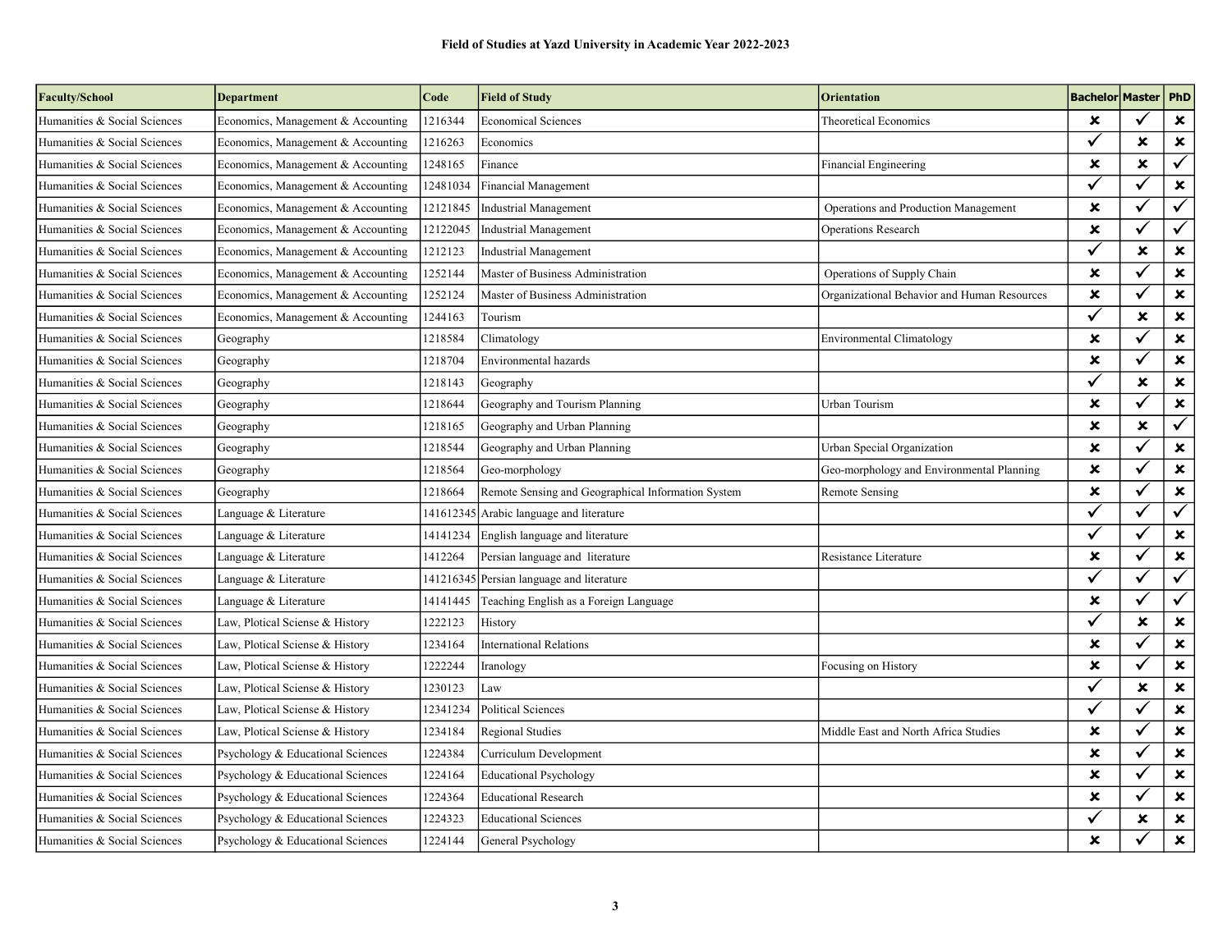**Field of Studies at Yazd University in Academic Year 2022-2023**

| Faculty/School | Department | Code | Field of Study | Orientation | Bachelor | Master | PhD |
|---|---|---|---|---|---|---|---|
| Humanities & Social Sciences | Economics, Management & Accounting | 1216344 | Economical Sciences | Theoretical Economics | ✘ | ✓ | ✘ |
| Humanities & Social Sciences | Economics, Management & Accounting | 1216263 | Economics | | ✓ | ✘ | ✘ |
| Humanities & Social Sciences | Economics, Management & Accounting | 1248165 | Finance | Financial Engineering | ✘ | ✘ | ✓ |
| Humanities & Social Sciences | Economics, Management & Accounting | 12481034 | Financial Management | | ✓ | ✓ | ✘ |
| Humanities & Social Sciences | Economics, Management & Accounting | 12121845 | Industrial Management | Operations and Production Management | ✘ | ✓ | ✓ |
| Humanities & Social Sciences | Economics, Management & Accounting | 12122045 | Industrial Management | Operations Research | ✘ | ✓ | ✓ |
| Humanities & Social Sciences | Economics, Management & Accounting | 1212123 | Industrial Management | | ✓ | ✘ | ✘ |
| Humanities & Social Sciences | Economics, Management & Accounting | 1252144 | Master of Business Administration | Operations of Supply Chain | ✘ | ✓ | ✘ |
| Humanities & Social Sciences | Economics, Management & Accounting | 1252124 | Master of Business Administration | Organizational Behavior and Human Resources | ✘ | ✓ | ✘ |
| Humanities & Social Sciences | Economics, Management & Accounting | 1244163 | Tourism | | ✓ | ✘ | ✘ |
| Humanities & Social Sciences | Geography | 1218584 | Climatology | Environmental Climatology | ✘ | ✓ | ✘ |
| Humanities & Social Sciences | Geography | 1218704 | Environmental hazards | | ✘ | ✓ | ✘ |
| Humanities & Social Sciences | Geography | 1218143 | Geography | | ✓ | ✘ | ✘ |
| Humanities & Social Sciences | Geography | 1218644 | Geography and Tourism Planning | Urban Tourism | ✘ | ✓ | ✘ |
| Humanities & Social Sciences | Geography | 1218165 | Geography and Urban Planning | | ✘ | ✘ | ✓ |
| Humanities & Social Sciences | Geography | 1218544 | Geography and Urban Planning | Urban Special Organization | ✘ | ✓ | ✘ |
| Humanities & Social Sciences | Geography | 1218564 | Geo-morphology | Geo-morphology and Environmental Planning | ✘ | ✓ | ✘ |
| Humanities & Social Sciences | Geography | 1218664 | Remote Sensing and Geographical Information System | Remote Sensing | ✘ | ✓ | ✘ |
| Humanities & Social Sciences | Language & Literature | 141612345 | Arabic language and literature | | ✓ | ✓ | ✓ |
| Humanities & Social Sciences | Language & Literature | 14141234 | English language and literature | | ✓ | ✓ | ✘ |
| Humanities & Social Sciences | Language & Literature | 1412264 | Persian language and literature | Resistance Literature | ✘ | ✓ | ✘ |
| Humanities & Social Sciences | Language & Literature | 141216345 | Persian language and literature | | ✓ | ✓ | ✓ |
| Humanities & Social Sciences | Language & Literature | 14141445 | Teaching English as a Foreign Language | | ✘ | ✓ | ✓ |
| Humanities & Social Sciences | Law, Plotical Sciense & History | 1222123 | History | | ✓ | ✘ | ✘ |
| Humanities & Social Sciences | Law, Plotical Sciense & History | 1234164 | International Relations | | ✘ | ✓ | ✘ |
| Humanities & Social Sciences | Law, Plotical Sciense & History | 1222244 | Iranology | Focusing on History | ✘ | ✓ | ✘ |
| Humanities & Social Sciences | Law, Plotical Sciense & History | 1230123 | Law | | ✓ | ✘ | ✘ |
| Humanities & Social Sciences | Law, Plotical Sciense & History | 12341234 | Political Sciences | | ✓ | ✓ | ✘ |
| Humanities & Social Sciences | Law, Plotical Sciense & History | 1234184 | Regional Studies | Middle East and North Africa Studies | ✘ | ✓ | ✘ |
| Humanities & Social Sciences | Psychology & Educational Sciences | 1224384 | Curriculum Development | | ✘ | ✓ | ✘ |
| Humanities & Social Sciences | Psychology & Educational Sciences | 1224164 | Educational Psychology | | ✘ | ✓ | ✘ |
| Humanities & Social Sciences | Psychology & Educational Sciences | 1224364 | Educational Research | | ✘ | ✓ | ✘ |
| Humanities & Social Sciences | Psychology & Educational Sciences | 1224323 | Educational Sciences | | ✓ | ✘ | ✘ |
| Humanities & Social Sciences | Psychology & Educational Sciences | 1224144 | General Psychology | | ✘ | ✓ | ✘ |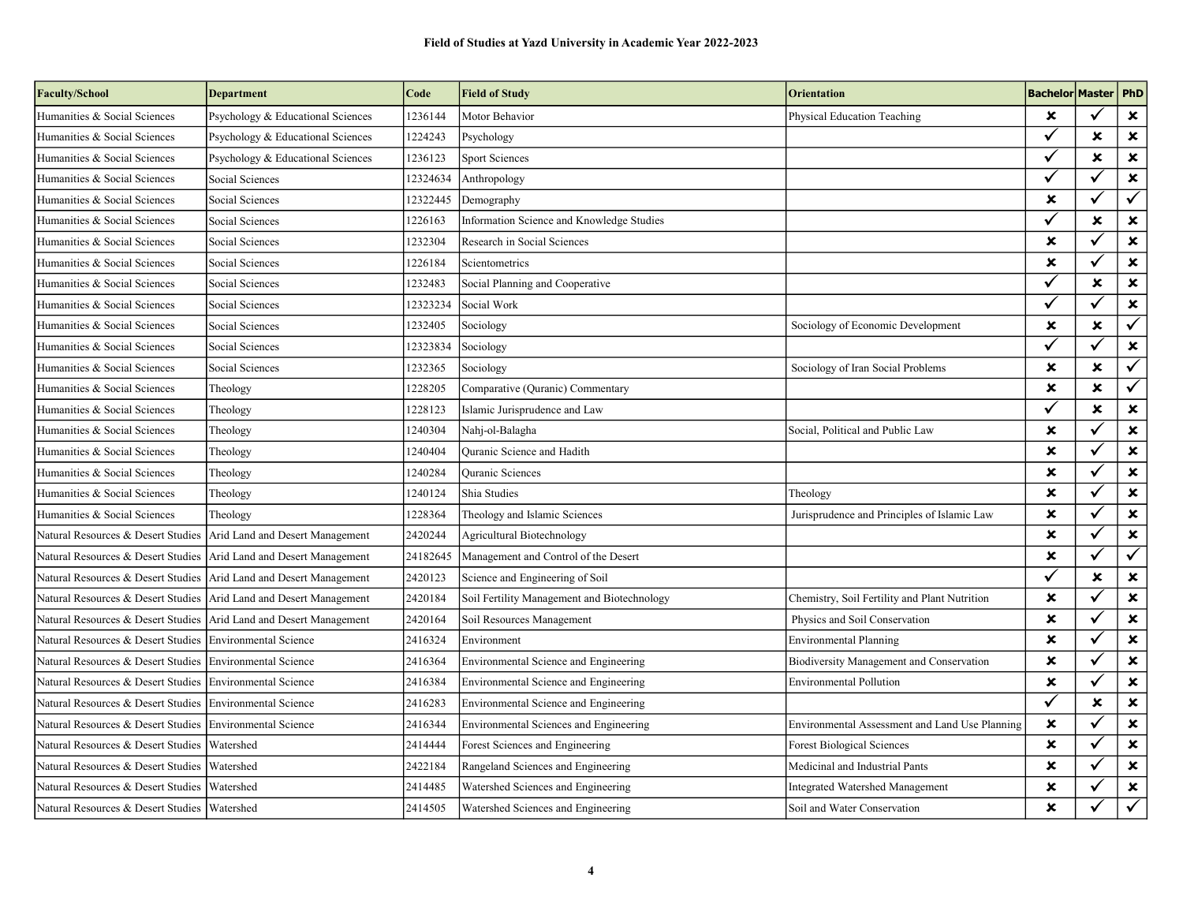**Field of Studies at Yazd University in Academic Year 2022-2023**

| Faculty/School | Department | Code | Field of Study | Orientation | Bachelor | Master | PhD |
|---|---|---|---|---|---|---|---|
| Humanities & Social Sciences | Psychology & Educational Sciences | 1236144 | Motor Behavior | Physical Education Teaching | ✘ | ✓ | ✘ |
| Humanities & Social Sciences | Psychology & Educational Sciences | 1224243 | Psychology | | ✓ | ✘ | ✘ |
| Humanities & Social Sciences | Psychology & Educational Sciences | 1236123 | Sport Sciences | | ✓ | ✘ | ✘ |
| Humanities & Social Sciences | Social Sciences | 12324634 | Anthropology | | ✓ | ✓ | ✘ |
| Humanities & Social Sciences | Social Sciences | 12322445 | Demography | | ✘ | ✓ | ✓ |
| Humanities & Social Sciences | Social Sciences | 1226163 | Information Science and Knowledge Studies | | ✓ | ✘ | ✘ |
| Humanities & Social Sciences | Social Sciences | 1232304 | Research in Social Sciences | | ✘ | ✓ | ✘ |
| Humanities & Social Sciences | Social Sciences | 1226184 | Scientometrics | | ✘ | ✓ | ✘ |
| Humanities & Social Sciences | Social Sciences | 1232483 | Social Planning and Cooperative | | ✓ | ✘ | ✘ |
| Humanities & Social Sciences | Social Sciences | 12323234 | Social Work | | ✓ | ✓ | ✘ |
| Humanities & Social Sciences | Social Sciences | 1232405 | Sociology | Sociology of Economic Development | ✘ | ✘ | ✓ |
| Humanities & Social Sciences | Social Sciences | 12323834 | Sociology | | ✓ | ✓ | ✘ |
| Humanities & Social Sciences | Social Sciences | 1232365 | Sociology | Sociology of Iran Social Problems | ✘ | ✘ | ✓ |
| Humanities & Social Sciences | Theology | 1228205 | Comparative (Quranic) Commentary | | ✘ | ✘ | ✓ |
| Humanities & Social Sciences | Theology | 1228123 | Islamic Jurisprudence and Law | | ✓ | ✘ | ✘ |
| Humanities & Social Sciences | Theology | 1240304 | Nahj-ol-Balagha | Social, Political and Public Law | ✘ | ✓ | ✘ |
| Humanities & Social Sciences | Theology | 1240404 | Quranic Science and Hadith | | ✘ | ✓ | ✘ |
| Humanities & Social Sciences | Theology | 1240284 | Quranic Sciences | | ✘ | ✓ | ✘ |
| Humanities & Social Sciences | Theology | 1240124 | Shia Studies | Theology | ✘ | ✓ | ✘ |
| Humanities & Social Sciences | Theology | 1228364 | Theology and Islamic Sciences | Jurisprudence and Principles of Islamic Law | ✘ | ✓ | ✘ |
| Natural Resources & Desert Studies | Arid Land and Desert Management | 2420244 | Agricultural Biotechnology | | ✘ | ✓ | ✘ |
| Natural Resources & Desert Studies | Arid Land and Desert Management | 24182645 | Management and Control of the Desert | | ✘ | ✓ | ✓ |
| Natural Resources & Desert Studies | Arid Land and Desert Management | 2420123 | Science and Engineering of Soil | | ✓ | ✘ | ✘ |
| Natural Resources & Desert Studies | Arid Land and Desert Management | 2420184 | Soil Fertility Management and Biotechnology | Chemistry, Soil Fertility and Plant Nutrition | ✘ | ✓ | ✘ |
| Natural Resources & Desert Studies | Arid Land and Desert Management | 2420164 | Soil Resources Management | Physics and Soil Conservation | ✘ | ✓ | ✘ |
| Natural Resources & Desert Studies | Environmental Science | 2416324 | Environment | Environmental Planning | ✘ | ✓ | ✘ |
| Natural Resources & Desert Studies | Environmental Science | 2416364 | Environmental Science and Engineering | Biodiversity Management and Conservation | ✘ | ✓ | ✘ |
| Natural Resources & Desert Studies | Environmental Science | 2416384 | Environmental Science and Engineering | Environmental Pollution | ✘ | ✓ | ✘ |
| Natural Resources & Desert Studies | Environmental Science | 2416283 | Environmental Science and Engineering | | ✓ | ✘ | ✘ |
| Natural Resources & Desert Studies | Environmental Science | 2416344 | Environmental Sciences and Engineering | Environmental Assessment and Land Use Planning | ✘ | ✓ | ✘ |
| Natural Resources & Desert Studies | Watershed | 2414444 | Forest Sciences and Engineering | Forest Biological Sciences | ✘ | ✓ | ✘ |
| Natural Resources & Desert Studies | Watershed | 2422184 | Rangeland Sciences and Engineering | Medicinal and Industrial Pants | ✘ | ✓ | ✘ |
| Natural Resources & Desert Studies | Watershed | 2414485 | Watershed Sciences and Engineering | Integrated Watershed Management | ✘ | ✓ | ✘ |
| Natural Resources & Desert Studies | Watershed | 2414505 | Watershed Sciences and Engineering | Soil and Water Conservation | ✘ | ✓ | ✓ |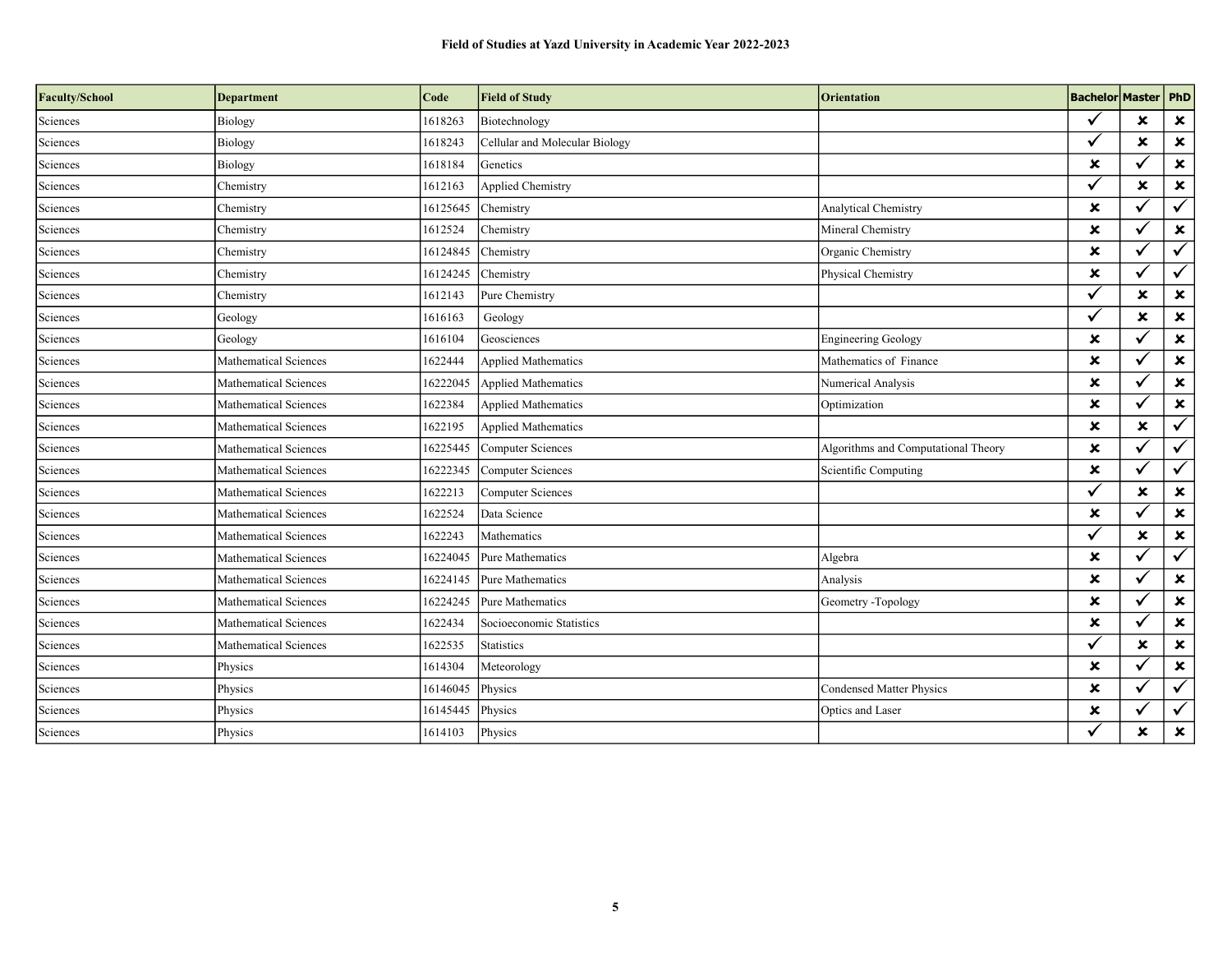**Field of Studies at Yazd University in Academic Year 2022-2023**

| Faculty/School | Department | Code | Field of Study | Orientation | Bachelor | Master | PhD |
|---|---|---|---|---|---|---|---|
| Sciences | Biology | 1618263 | Biotechnology | | ✓ | ✗ | ✗ |
| Sciences | Biology | 1618243 | Cellular and Molecular Biology | | ✓ | ✗ | ✗ |
| Sciences | Biology | 1618184 | Genetics | | ✗ | ✓ | ✗ |
| Sciences | Chemistry | 1612163 | Applied Chemistry | | ✓ | ✗ | ✗ |
| Sciences | Chemistry | 16125645 | Chemistry | Analytical Chemistry | ✗ | ✓ | ✓ |
| Sciences | Chemistry | 1612524 | Chemistry | Mineral Chemistry | ✗ | ✓ | ✗ |
| Sciences | Chemistry | 16124845 | Chemistry | Organic Chemistry | ✗ | ✓ | ✓ |
| Sciences | Chemistry | 16124245 | Chemistry | Physical Chemistry | ✗ | ✓ | ✓ |
| Sciences | Chemistry | 1612143 | Pure Chemistry | | ✓ | ✗ | ✗ |
| Sciences | Geology | 1616163 | Geology | | ✓ | ✗ | ✗ |
| Sciences | Geology | 1616104 | Geosciences | Engineering Geology | ✗ | ✓ | ✗ |
| Sciences | Mathematical Sciences | 1622444 | Applied Mathematics | Mathematics of Finance | ✗ | ✓ | ✗ |
| Sciences | Mathematical Sciences | 16222045 | Applied Mathematics | Numerical Analysis | ✗ | ✓ | ✗ |
| Sciences | Mathematical Sciences | 1622384 | Applied Mathematics | Optimization | ✗ | ✓ | ✗ |
| Sciences | Mathematical Sciences | 1622195 | Applied Mathematics | | ✗ | ✗ | ✓ |
| Sciences | Mathematical Sciences | 16225445 | Computer Sciences | Algorithms and Computational Theory | ✗ | ✓ | ✓ |
| Sciences | Mathematical Sciences | 16222345 | Computer Sciences | Scientific Computing | ✗ | ✓ | ✓ |
| Sciences | Mathematical Sciences | 1622213 | Computer Sciences | | ✓ | ✗ | ✗ |
| Sciences | Mathematical Sciences | 1622524 | Data Science | | ✗ | ✓ | ✗ |
| Sciences | Mathematical Sciences | 1622243 | Mathematics | | ✓ | ✗ | ✗ |
| Sciences | Mathematical Sciences | 16224045 | Pure Mathematics | Algebra | ✗ | ✓ | ✓ |
| Sciences | Mathematical Sciences | 16224145 | Pure Mathematics | Analysis | ✗ | ✓ | ✗ |
| Sciences | Mathematical Sciences | 16224245 | Pure Mathematics | Geometry -Topology | ✗ | ✓ | ✗ |
| Sciences | Mathematical Sciences | 1622434 | Socioeconomic Statistics | | ✗ | ✓ | ✗ |
| Sciences | Mathematical Sciences | 1622535 | Statistics | | ✓ | ✗ | ✗ |
| Sciences | Physics | 1614304 | Meteorology | | ✗ | ✓ | ✗ |
| Sciences | Physics | 16146045 | Physics | Condensed Matter Physics | ✗ | ✓ | ✓ |
| Sciences | Physics | 16145445 | Physics | Optics and Laser | ✗ | ✓ | ✓ |
| Sciences | Physics | 1614103 | Physics | | ✓ | ✗ | ✗ |